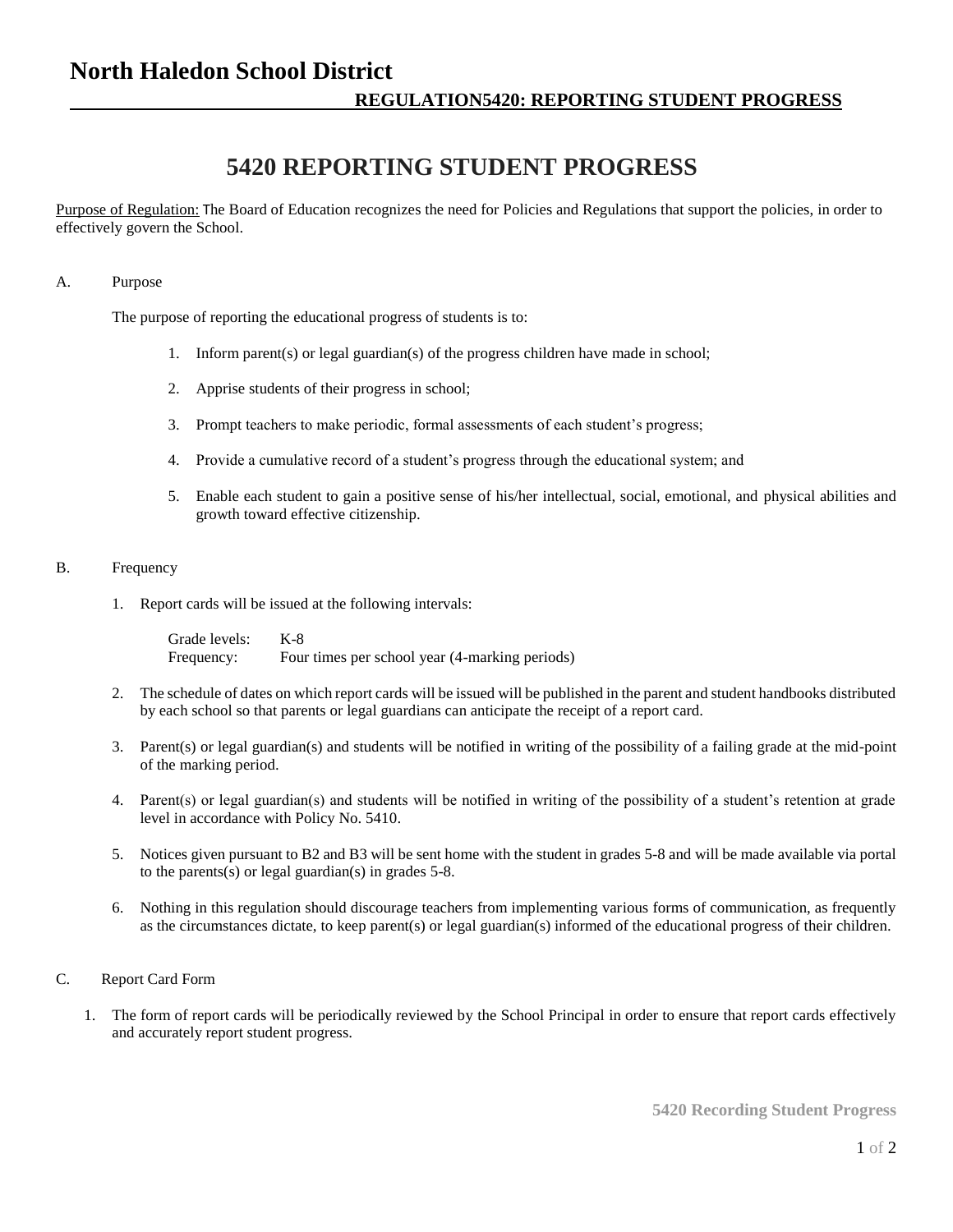# North Haledon School District

## REGULATION5420: REPORTING STUDENT PROGRESS

# 5420 REPORTING STUDENT PROGRESS

Purpose of Regulation: The Board of Education recognizes the need for Policies and Regulations that support the policies, in order to effectively govern the School.

A. Purpose

The purpose of reporting the educational progress of students is to:

1. Inform parent(s) or legal guardian(s) of the progress children have made in school;
2. Apprise students of their progress in school;
3. Prompt teachers to make periodic, formal assessments of each student's progress;
4. Provide a cumulative record of a student's progress through the educational system; and
5. Enable each student to gain a positive sense of his/her intellectual, social, emotional, and physical abilities and growth toward effective citizenship.

B. Frequency

1. Report cards will be issued at the following intervals:

   Grade levels: K-8
   Frequency: Four times per school year (4-marking periods)

2. The schedule of dates on which report cards will be issued will be published in the parent and student handbooks distributed by each school so that parents or legal guardians can anticipate the receipt of a report card.
3. Parent(s) or legal guardian(s) and students will be notified in writing of the possibility of a failing grade at the mid-point of the marking period.
4. Parent(s) or legal guardian(s) and students will be notified in writing of the possibility of a student's retention at grade level in accordance with Policy No. 5410.
5. Notices given pursuant to B2 and B3 will be sent home with the student in grades 5-8 and will be made available via portal to the parents(s) or legal guardian(s) in grades 5-8.
6. Nothing in this regulation should discourage teachers from implementing various forms of communication, as frequently as the circumstances dictate, to keep parent(s) or legal guardian(s) informed of the educational progress of their children.

C. Report Card Form

1. The form of report cards will be periodically reviewed by the School Principal in order to ensure that report cards effectively and accurately report student progress.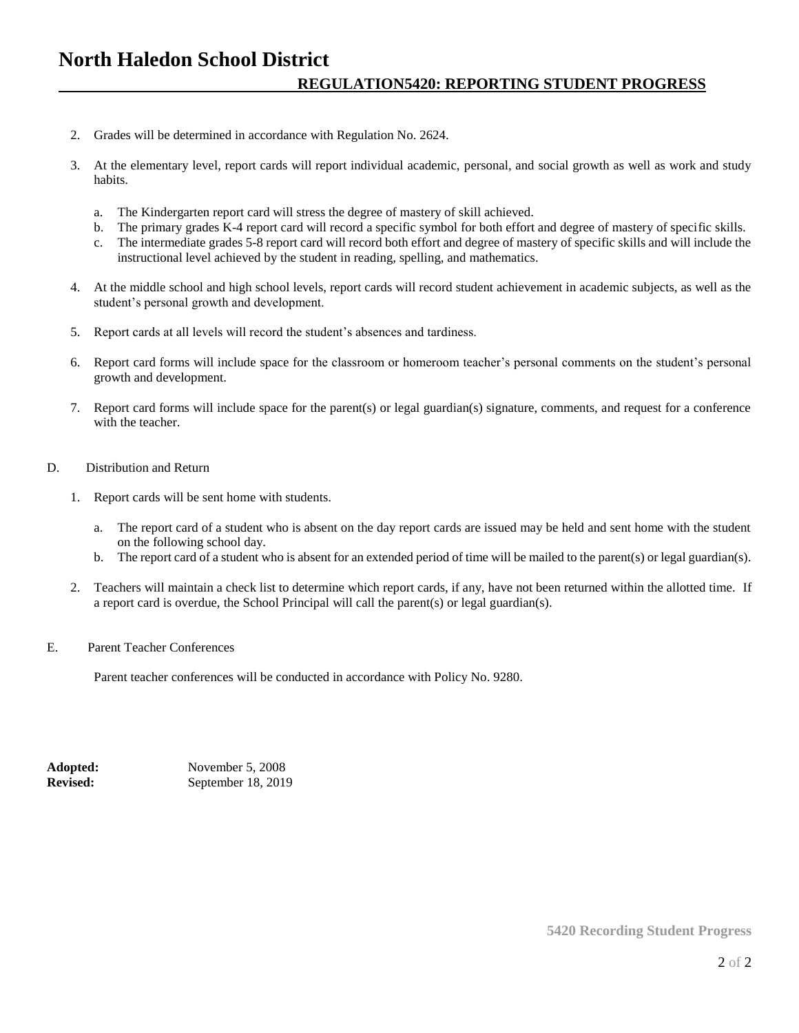2. Grades will be determined in accordance with Regulation No. 2624.

3. At the elementary level, report cards will report individual academic, personal, and social growth as well as work and study habits.

   a. The Kindergarten report card will stress the degree of mastery of skill achieved.
   b. The primary grades K-4 report card will record a specific symbol for both effort and degree of mastery of specific skills.
   c. The intermediate grades 5-8 report card will record both effort and degree of mastery of specific skills and will include the instructional level achieved by the student in reading, spelling, and mathematics.

4. At the middle school and high school levels, report cards will record student achievement in academic subjects, as well as the student's personal growth and development.

5. Report cards at all levels will record the student's absences and tardiness.

6. Report card forms will include space for the classroom or homeroom teacher's personal comments on the student's personal growth and development.

7. Report card forms will include space for the parent(s) or legal guardian(s) signature, comments, and request for a conference with the teacher.

D. Distribution and Return

1. Report cards will be sent home with students.

   a. The report card of a student who is absent on the day report cards are issued may be held and sent home with the student on the following school day.
   b. The report card of a student who is absent for an extended period of time will be mailed to the parent(s) or legal guardian(s).

2. Teachers will maintain a check list to determine which report cards, if any, have not been returned within the allotted time. If a report card is overdue, the School Principal will call the parent(s) or legal guardian(s).

E. Parent Teacher Conferences

Parent teacher conferences will be conducted in accordance with Policy No. 9280.

**Adopted:** November 5, 2008
**Revised:** September 18, 2019